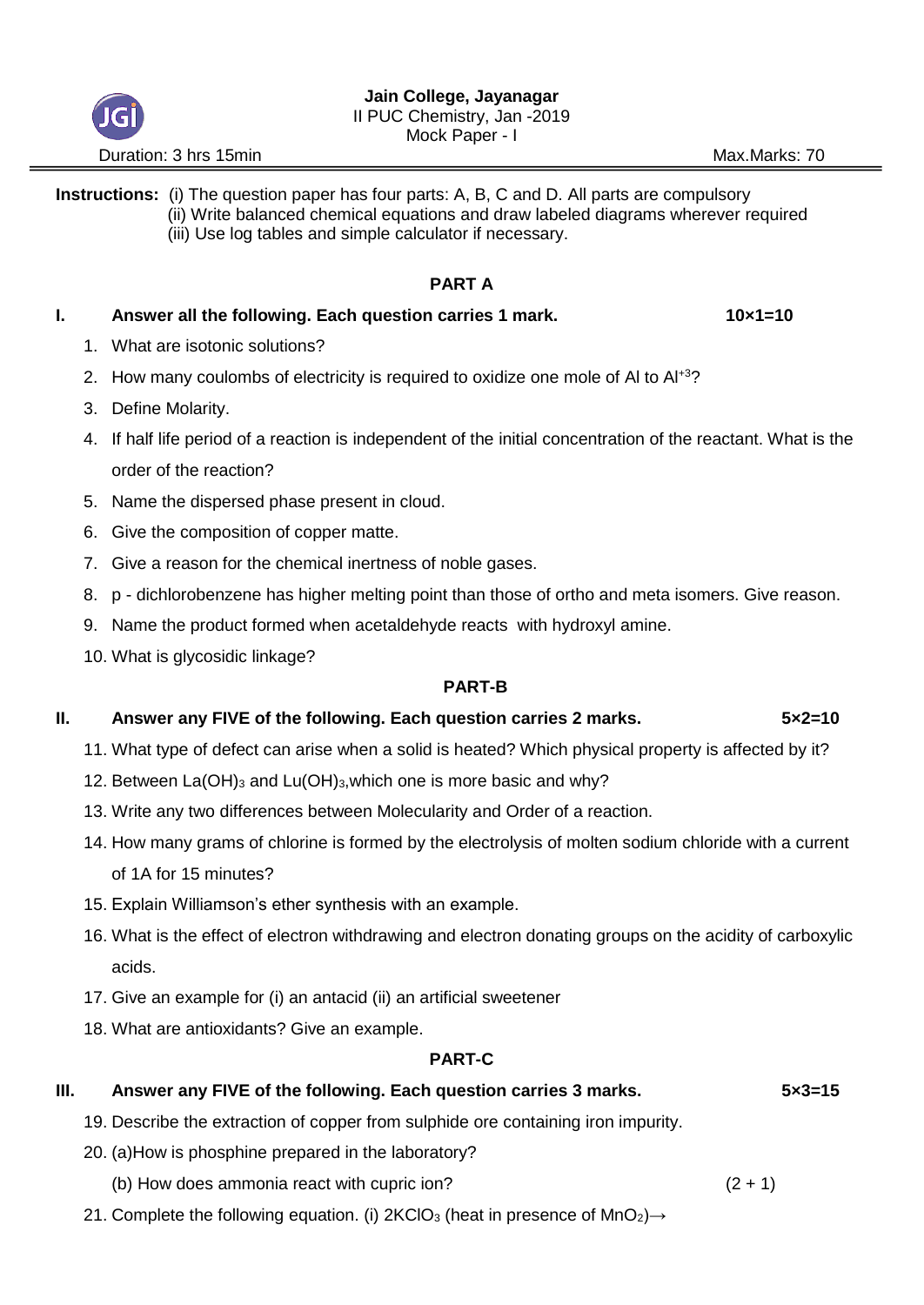**Jain College, Jayanagar**
II PUC Chemistry, Jan -2019
Mock Paper - I

Duration: 3 hrs 15min | Max.Marks: 70

**Instructions:** (i) The question paper has four parts: A, B, C and D. All parts are compulsory
(ii) Write balanced chemical equations and draw labeled diagrams wherever required
(iii) Use log tables and simple calculator if necessary.

## PART A

### I. Answer all the following. Each question carries 1 mark. 10×1=10

1. What are isotonic solutions?
2. How many coulombs of electricity is required to oxidize one mole of Al to $Al^{+3}$?
3. Define Molarity.
4. If half life period of a reaction is independent of the initial concentration of the reactant. What is the order of the reaction?
5. Name the dispersed phase present in cloud.
6. Give the composition of copper matte.
7. Give a reason for the chemical inertness of noble gases.
8. p - dichlorobenzene has higher melting point than those of ortho and meta isomers. Give reason.
9. Name the product formed when acetaldehyde reacts with hydroxyl amine.
10. What is glycosidic linkage?

## PART-B

### II. Answer any FIVE of the following. Each question carries 2 marks. 5×2=10

11. What type of defect can arise when a solid is heated? Which physical property is affected by it?
12. Between $La(OH)_3$ and $Lu(OH)_3$,which one is more basic and why?
13. Write any two differences between Molecularity and Order of a reaction.
14. How many grams of chlorine is formed by the electrolysis of molten sodium chloride with a current of 1A for 15 minutes?
15. Explain Williamson's ether synthesis with an example.
16. What is the effect of electron withdrawing and electron donating groups on the acidity of carboxylic acids.
17. Give an example for (i) an antacid (ii) an artificial sweetener
18. What are antioxidants? Give an example.

## PART-C

### III. Answer any FIVE of the following. Each question carries 3 marks. 5×3=15

19. Describe the extraction of copper from sulphide ore containing iron impurity.
20. (a)How is phosphine prepared in the laboratory?
    (b) How does ammonia react with cupric ion? (2 + 1)
21. Complete the following equation. (i) $2KClO_3$ (heat in presence of $MnO_2$)$\rightarrow$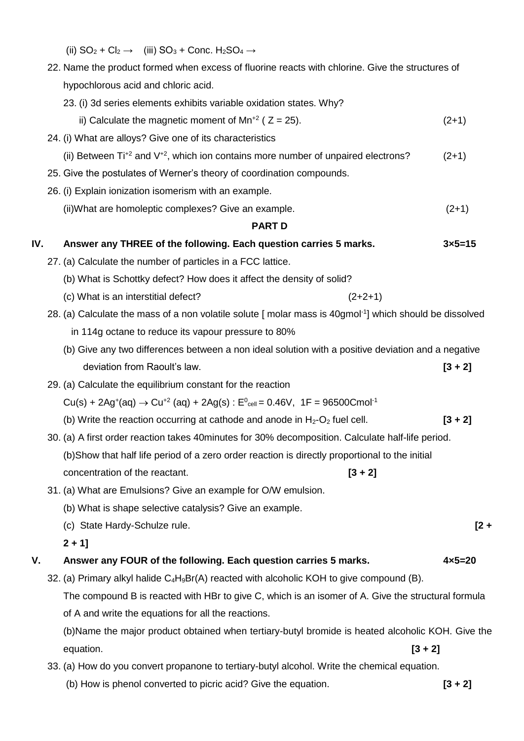(ii) $SO_2 + Cl_2 \rightarrow$ (iii) $SO_3$ + Conc. $H_2SO_4 \rightarrow$

22. Name the product formed when excess of fluorine reacts with chlorine. Give the structures of hypochlorous acid and chloric acid.

23. (i) 3d series elements exhibits variable oxidation states. Why?
    ii) Calculate the magnetic moment of $Mn^{+2}$ ( Z = 25). (2+1)

24. (i) What are alloys? Give one of its characteristics
    (ii) Between $Ti^{+2}$ and $V^{+2}$, which ion contains more number of unpaired electrons? (2+1)

25. Give the postulates of Werner's theory of coordination compounds.

26. (i) Explain ionization isomerism with an example.
    (ii)What are homoleptic complexes? Give an example. (2+1)

## PART D

**IV. Answer any THREE of the following. Each question carries 5 marks. 3×5=15**

27. (a) Calculate the number of particles in a FCC lattice.
    (b) What is Schottky defect? How does it affect the density of solid?
    (c) What is an interstitial defect? (2+2+1)

28. (a) Calculate the mass of a non volatile solute [ molar mass is $40 g mol^{-1}$] which should be dissolved in 114g octane to reduce its vapour pressure to 80%
    (b) Give any two differences between a non ideal solution with a positive deviation and a negative deviation from Raoult's law. **[3 + 2]**

29. (a) Calculate the equilibrium constant for the reaction
    $Cu(s) + 2Ag^{+}(aq) \rightarrow Cu^{+2}(aq) + 2Ag(s)$ : $E^{0}_{cell} = 0.46V$, $1F = 96500 C mol^{-1}$
    (b) Write the reaction occurring at cathode and anode in $H_2$-$O_2$ fuel cell. **[3 + 2]**

30. (a) A first order reaction takes 40minutes for 30% decomposition. Calculate half-life period.
    (b)Show that half life period of a zero order reaction is directly proportional to the initial concentration of the reactant. **[3 + 2]**

31. (a) What are Emulsions? Give an example for O/W emulsion.
    (b) What is shape selective catalysis? Give an example.
    (c) State Hardy-Schulze rule. **[2 + 2 + 1]**

**V. Answer any FOUR of the following. Each question carries 5 marks. 4×5=20**

32. (a) Primary alkyl halide $C_4H_9Br$(A) reacted with alcoholic KOH to give compound (B). The compound B is reacted with HBr to give C, which is an isomer of A. Give the structural formula of A and write the equations for all the reactions.
    (b)Name the major product obtained when tertiary-butyl bromide is heated alcoholic KOH. Give the equation. **[3 + 2]**

33. (a) How do you convert propanone to tertiary-butyl alcohol. Write the chemical equation.
    (b) How is phenol converted to picric acid? Give the equation. **[3 + 2]**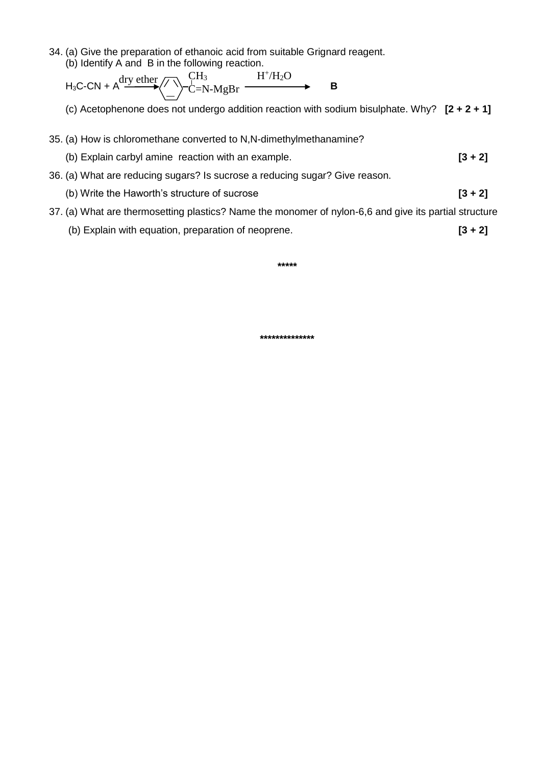34. (a) Give the preparation of ethanoic acid from suitable Grignard reagent.

    (b) Identify A and B in the following reaction.

$$H_3C\text{-}CN + A \xrightarrow{\text{dry ether}} C_6H_5\text{-}\overset{CH_3}{\overset{|}{C}}{=}N\text{-}MgBr \xrightarrow{H^+/H_2O} \mathbf{B}$$

    (c) Acetophenone does not undergo addition reaction with sodium bisulphate. Why? **[2 + 2 + 1]**

35. (a) How is chloromethane converted to N,N-dimethylmethanamine?

    (b) Explain carbyl amine reaction with an example. **[3 + 2]**

36. (a) What are reducing sugars? Is sucrose a reducing sugar? Give reason.

    (b) Write the Haworth's structure of sucrose **[3 + 2]**

37. (a) What are thermosetting plastics? Name the monomer of nylon-6,6 and give its partial structure

    (b) Explain with equation, preparation of neoprene. **[3 + 2]**

*****

**************